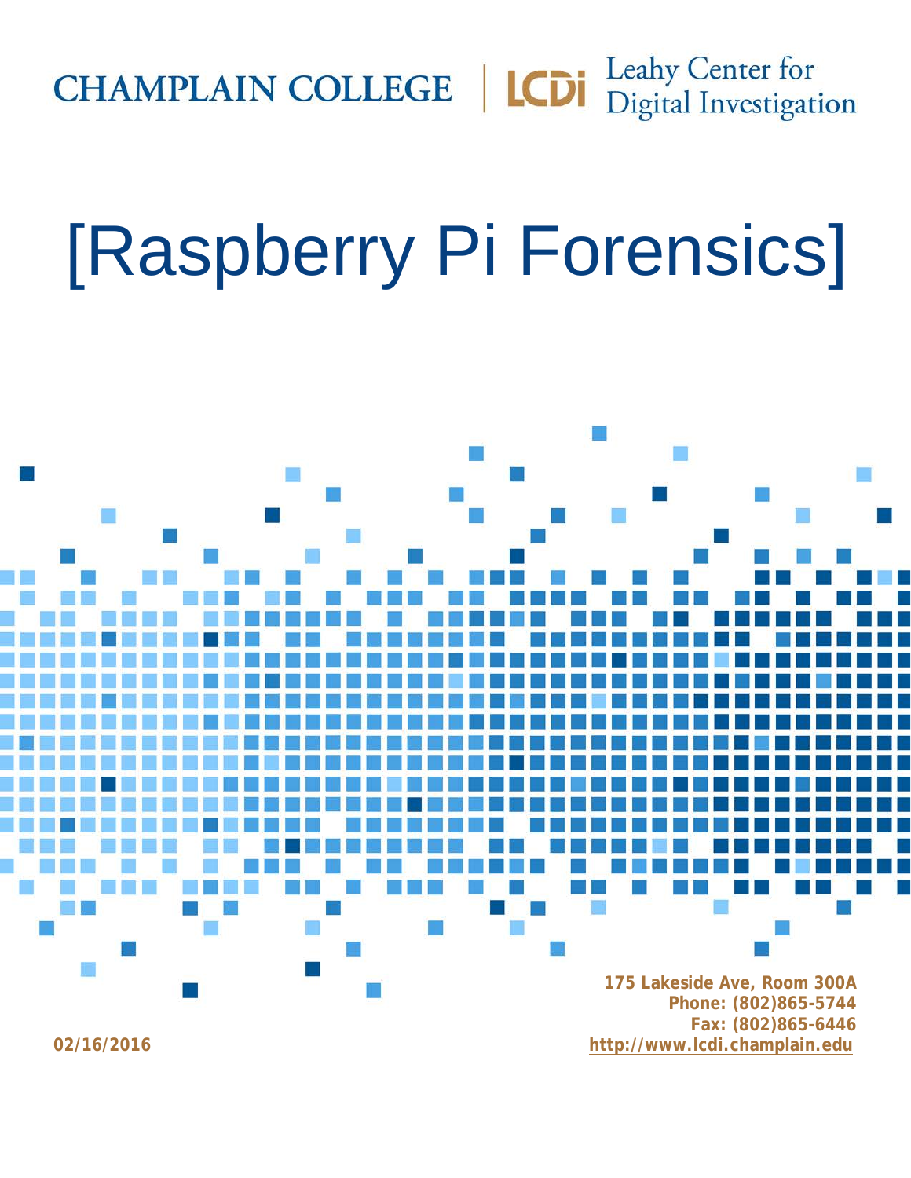CHAMPLAIN COLLEGE | LCDi Leahy Center for Digital Investigation

# [Raspberry Pi Forensics]

**175 Lakeside Ave, Room 300A**
**Phone: (802)865-5744**
**Fax: (802)865-6446**
**http://www.lcdi.champlain.edu**

**02/16/2016**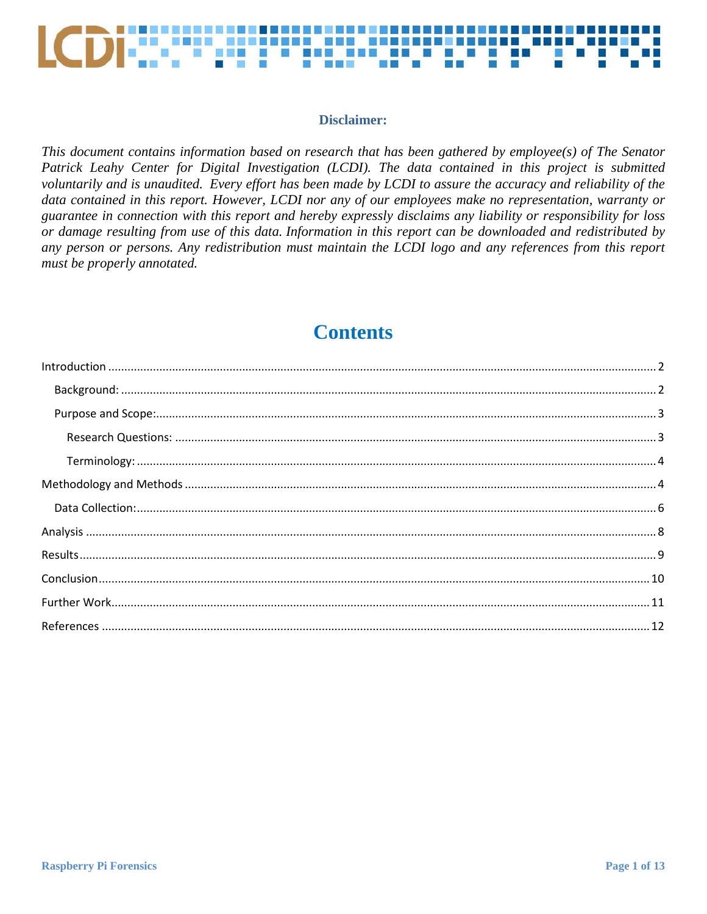**Disclaimer:**

*This document contains information based on research that has been gathered by employee(s) of The Senator Patrick Leahy Center for Digital Investigation (LCDI). The data contained in this project is submitted voluntarily and is unaudited. Every effort has been made by LCDI to assure the accuracy and reliability of the data contained in this report. However, LCDI nor any of our employees make no representation, warranty or guarantee in connection with this report and hereby expressly disclaims any liability or responsibility for loss or damage resulting from use of this data. Information in this report can be downloaded and redistributed by any person or persons. Any redistribution must maintain the LCDI logo and any references from this report must be properly annotated.*

# Contents

- Introduction ........ 2
  - Background: ........ 2
  - Purpose and Scope: ........ 3
    - Research Questions: ........ 3
    - Terminology: ........ 4
- Methodology and Methods ........ 4
  - Data Collection: ........ 6
- Analysis ........ 8
- Results ........ 9
- Conclusion ........ 10
- Further Work ........ 11
- References ........ 12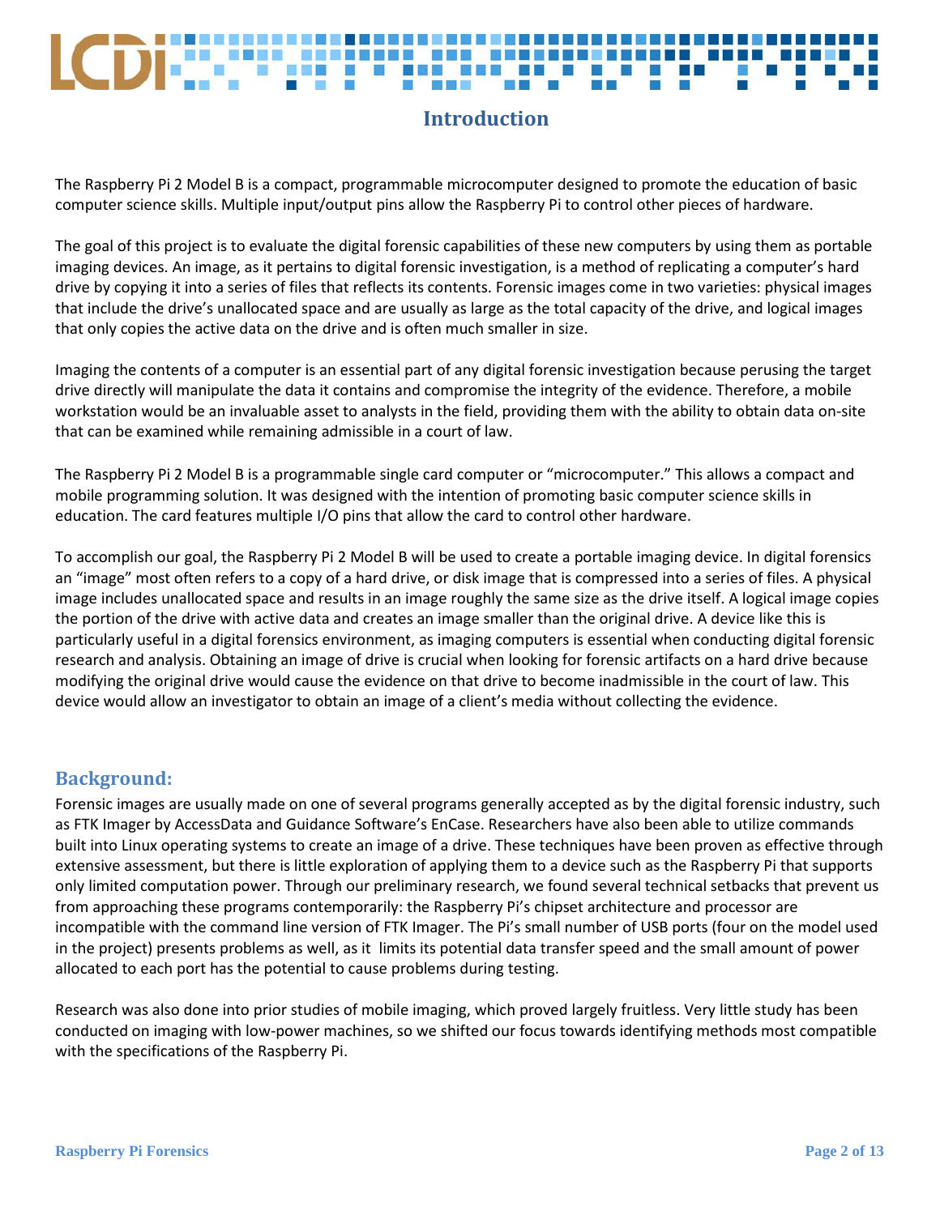## Introduction

The Raspberry Pi 2 Model B is a compact, programmable microcomputer designed to promote the education of basic computer science skills. Multiple input/output pins allow the Raspberry Pi to control other pieces of hardware.

The goal of this project is to evaluate the digital forensic capabilities of these new computers by using them as portable imaging devices. An image, as it pertains to digital forensic investigation, is a method of replicating a computer's hard drive by copying it into a series of files that reflects its contents. Forensic images come in two varieties: physical images that include the drive's unallocated space and are usually as large as the total capacity of the drive, and logical images that only copies the active data on the drive and is often much smaller in size.

Imaging the contents of a computer is an essential part of any digital forensic investigation because perusing the target drive directly will manipulate the data it contains and compromise the integrity of the evidence. Therefore, a mobile workstation would be an invaluable asset to analysts in the field, providing them with the ability to obtain data on-site that can be examined while remaining admissible in a court of law.

The Raspberry Pi 2 Model B is a programmable single card computer or "microcomputer." This allows a compact and mobile programming solution. It was designed with the intention of promoting basic computer science skills in education. The card features multiple I/O pins that allow the card to control other hardware.

To accomplish our goal, the Raspberry Pi 2 Model B will be used to create a portable imaging device. In digital forensics an "image" most often refers to a copy of a hard drive, or disk image that is compressed into a series of files. A physical image includes unallocated space and results in an image roughly the same size as the drive itself. A logical image copies the portion of the drive with active data and creates an image smaller than the original drive. A device like this is particularly useful in a digital forensics environment, as imaging computers is essential when conducting digital forensic research and analysis. Obtaining an image of drive is crucial when looking for forensic artifacts on a hard drive because modifying the original drive would cause the evidence on that drive to become inadmissible in the court of law. This device would allow an investigator to obtain an image of a client's media without collecting the evidence.

## Background:

Forensic images are usually made on one of several programs generally accepted as by the digital forensic industry, such as FTK Imager by AccessData and Guidance Software's EnCase. Researchers have also been able to utilize commands built into Linux operating systems to create an image of a drive. These techniques have been proven as effective through extensive assessment, but there is little exploration of applying them to a device such as the Raspberry Pi that supports only limited computation power. Through our preliminary research, we found several technical setbacks that prevent us from approaching these programs contemporarily: the Raspberry Pi's chipset architecture and processor are incompatible with the command line version of FTK Imager. The Pi's small number of USB ports (four on the model used in the project) presents problems as well, as it limits its potential data transfer speed and the small amount of power allocated to each port has the potential to cause problems during testing.

Research was also done into prior studies of mobile imaging, which proved largely fruitless. Very little study has been conducted on imaging with low-power machines, so we shifted our focus towards identifying methods most compatible with the specifications of the Raspberry Pi.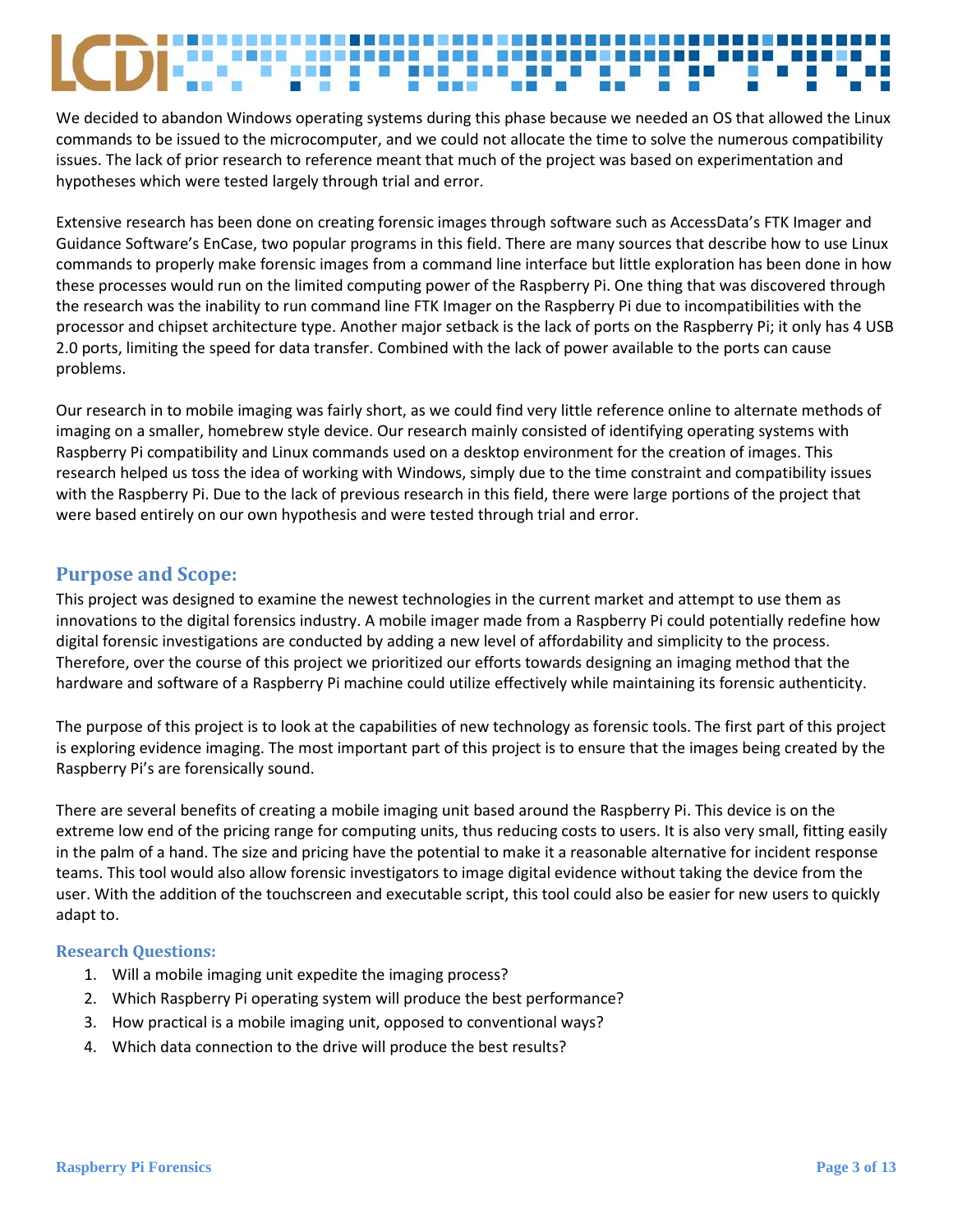We decided to abandon Windows operating systems during this phase because we needed an OS that allowed the Linux commands to be issued to the microcomputer, and we could not allocate the time to solve the numerous compatibility issues. The lack of prior research to reference meant that much of the project was based on experimentation and hypotheses which were tested largely through trial and error.

Extensive research has been done on creating forensic images through software such as AccessData's FTK Imager and Guidance Software's EnCase, two popular programs in this field. There are many sources that describe how to use Linux commands to properly make forensic images from a command line interface but little exploration has been done in how these processes would run on the limited computing power of the Raspberry Pi. One thing that was discovered through the research was the inability to run command line FTK Imager on the Raspberry Pi due to incompatibilities with the processor and chipset architecture type. Another major setback is the lack of ports on the Raspberry Pi; it only has 4 USB 2.0 ports, limiting the speed for data transfer. Combined with the lack of power available to the ports can cause problems.

Our research in to mobile imaging was fairly short, as we could find very little reference online to alternate methods of imaging on a smaller, homebrew style device. Our research mainly consisted of identifying operating systems with Raspberry Pi compatibility and Linux commands used on a desktop environment for the creation of images. This research helped us toss the idea of working with Windows, simply due to the time constraint and compatibility issues with the Raspberry Pi. Due to the lack of previous research in this field, there were large portions of the project that were based entirely on our own hypothesis and were tested through trial and error.

## Purpose and Scope:

This project was designed to examine the newest technologies in the current market and attempt to use them as innovations to the digital forensics industry. A mobile imager made from a Raspberry Pi could potentially redefine how digital forensic investigations are conducted by adding a new level of affordability and simplicity to the process. Therefore, over the course of this project we prioritized our efforts towards designing an imaging method that the hardware and software of a Raspberry Pi machine could utilize effectively while maintaining its forensic authenticity.

The purpose of this project is to look at the capabilities of new technology as forensic tools. The first part of this project is exploring evidence imaging. The most important part of this project is to ensure that the images being created by the Raspberry Pi's are forensically sound.

There are several benefits of creating a mobile imaging unit based around the Raspberry Pi. This device is on the extreme low end of the pricing range for computing units, thus reducing costs to users. It is also very small, fitting easily in the palm of a hand. The size and pricing have the potential to make it a reasonable alternative for incident response teams. This tool would also allow forensic investigators to image digital evidence without taking the device from the user. With the addition of the touchscreen and executable script, this tool could also be easier for new users to quickly adapt to.

### Research Questions:

1. Will a mobile imaging unit expedite the imaging process?
2. Which Raspberry Pi operating system will produce the best performance?
3. How practical is a mobile imaging unit, opposed to conventional ways?
4. Which data connection to the drive will produce the best results?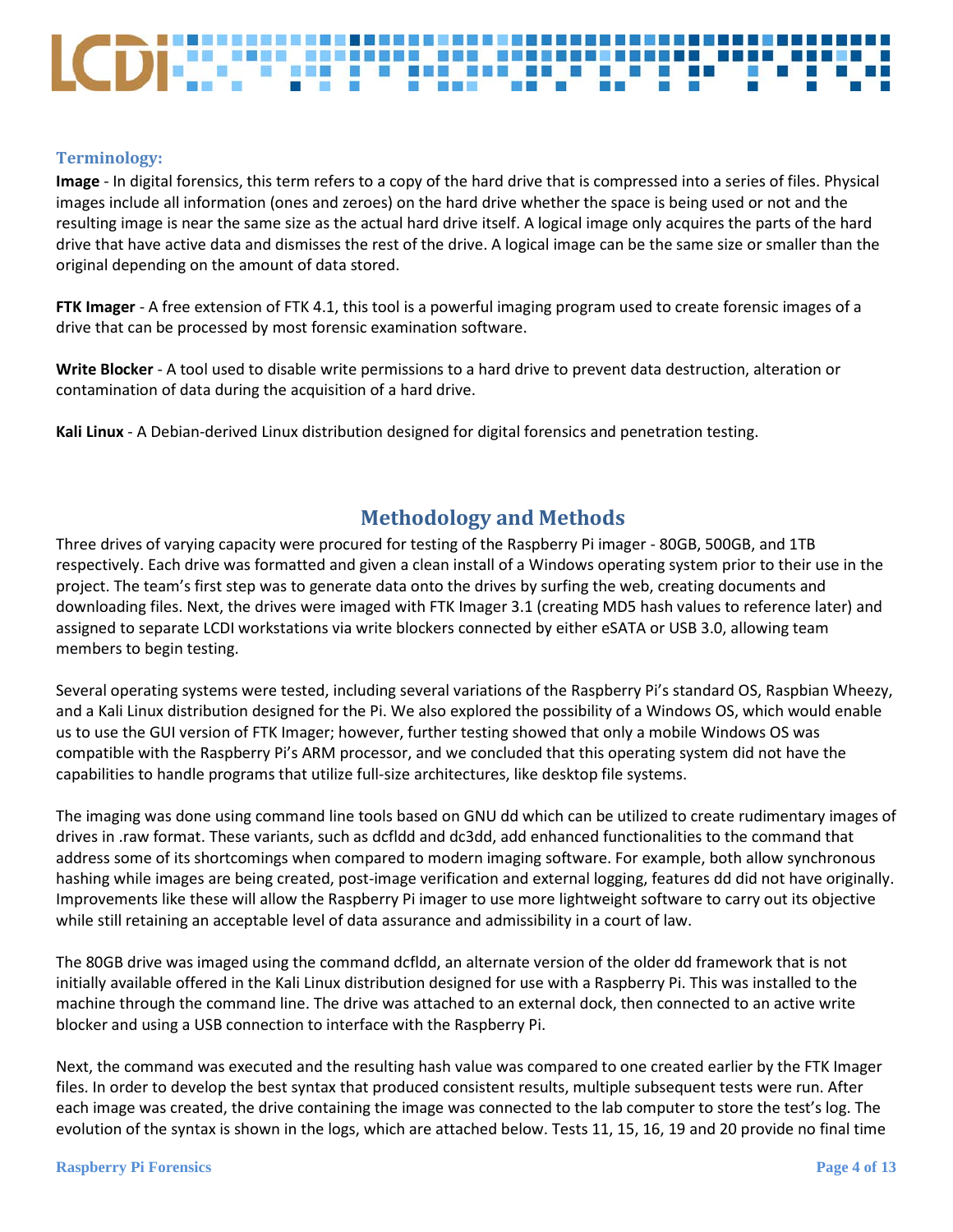### Terminology:

**Image** - In digital forensics, this term refers to a copy of the hard drive that is compressed into a series of files. Physical images include all information (ones and zeroes) on the hard drive whether the space is being used or not and the resulting image is near the same size as the actual hard drive itself. A logical image only acquires the parts of the hard drive that have active data and dismisses the rest of the drive. A logical image can be the same size or smaller than the original depending on the amount of data stored.

**FTK Imager** - A free extension of FTK 4.1, this tool is a powerful imaging program used to create forensic images of a drive that can be processed by most forensic examination software.

**Write Blocker** - A tool used to disable write permissions to a hard drive to prevent data destruction, alteration or contamination of data during the acquisition of a hard drive.

**Kali Linux** - A Debian-derived Linux distribution designed for digital forensics and penetration testing.

## Methodology and Methods

Three drives of varying capacity were procured for testing of the Raspberry Pi imager - 80GB, 500GB, and 1TB respectively. Each drive was formatted and given a clean install of a Windows operating system prior to their use in the project. The team's first step was to generate data onto the drives by surfing the web, creating documents and downloading files. Next, the drives were imaged with FTK Imager 3.1 (creating MD5 hash values to reference later) and assigned to separate LCDI workstations via write blockers connected by either eSATA or USB 3.0, allowing team members to begin testing.

Several operating systems were tested, including several variations of the Raspberry Pi's standard OS, Raspbian Wheezy, and a Kali Linux distribution designed for the Pi. We also explored the possibility of a Windows OS, which would enable us to use the GUI version of FTK Imager; however, further testing showed that only a mobile Windows OS was compatible with the Raspberry Pi's ARM processor, and we concluded that this operating system did not have the capabilities to handle programs that utilize full-size architectures, like desktop file systems.

The imaging was done using command line tools based on GNU dd which can be utilized to create rudimentary images of drives in .raw format. These variants, such as dcfldd and dc3dd, add enhanced functionalities to the command that address some of its shortcomings when compared to modern imaging software. For example, both allow synchronous hashing while images are being created, post-image verification and external logging, features dd did not have originally. Improvements like these will allow the Raspberry Pi imager to use more lightweight software to carry out its objective while still retaining an acceptable level of data assurance and admissibility in a court of law.

The 80GB drive was imaged using the command dcfldd, an alternate version of the older dd framework that is not initially available offered in the Kali Linux distribution designed for use with a Raspberry Pi. This was installed to the machine through the command line. The drive was attached to an external dock, then connected to an active write blocker and using a USB connection to interface with the Raspberry Pi.

Next, the command was executed and the resulting hash value was compared to one created earlier by the FTK Imager files. In order to develop the best syntax that produced consistent results, multiple subsequent tests were run. After each image was created, the drive containing the image was connected to the lab computer to store the test's log. The evolution of the syntax is shown in the logs, which are attached below. Tests 11, 15, 16, 19 and 20 provide no final time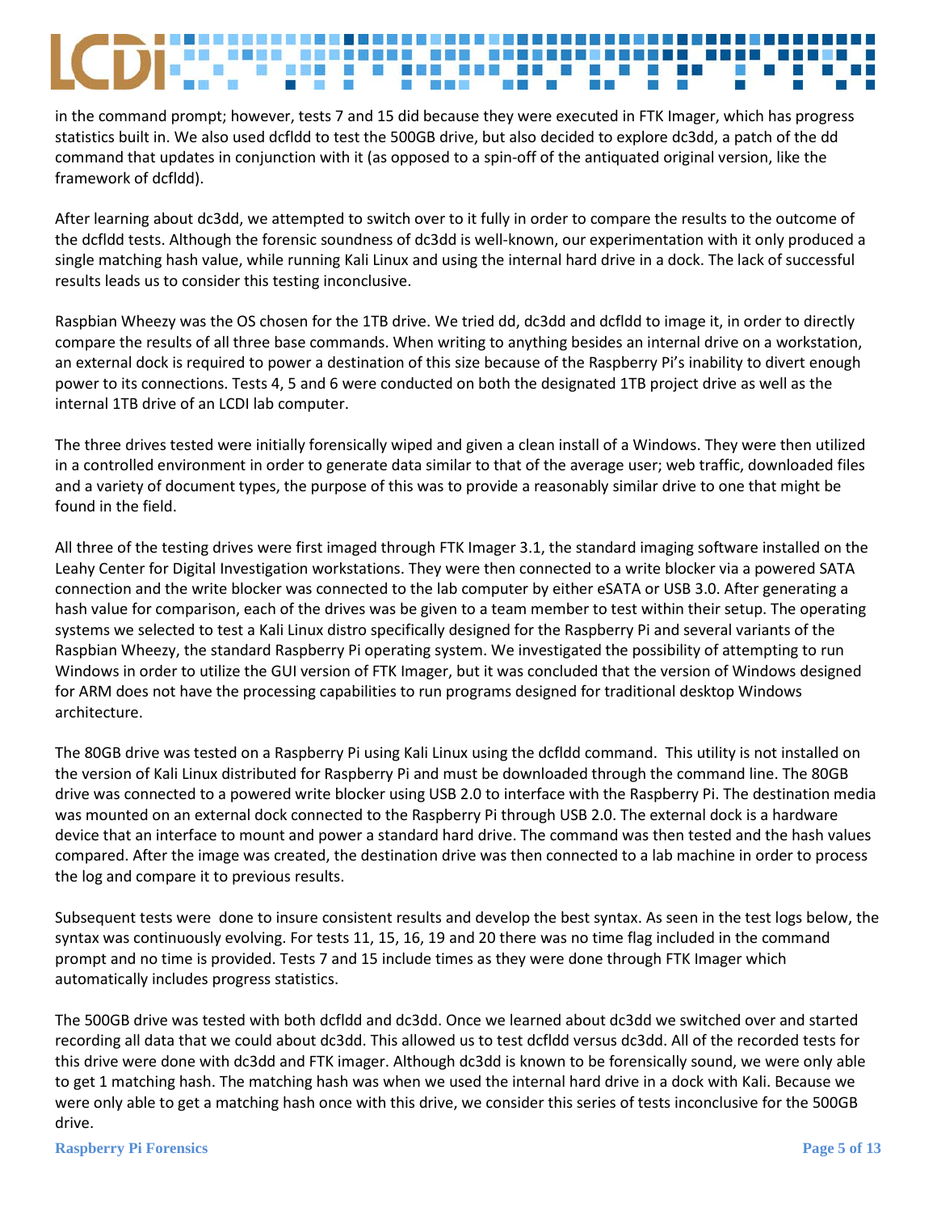in the command prompt; however, tests 7 and 15 did because they were executed in FTK Imager, which has progress statistics built in. We also used dcfldd to test the 500GB drive, but also decided to explore dc3dd, a patch of the dd command that updates in conjunction with it (as opposed to a spin-off of the antiquated original version, like the framework of dcfldd).

After learning about dc3dd, we attempted to switch over to it fully in order to compare the results to the outcome of the dcfldd tests. Although the forensic soundness of dc3dd is well-known, our experimentation with it only produced a single matching hash value, while running Kali Linux and using the internal hard drive in a dock. The lack of successful results leads us to consider this testing inconclusive.

Raspbian Wheezy was the OS chosen for the 1TB drive. We tried dd, dc3dd and dcfldd to image it, in order to directly compare the results of all three base commands. When writing to anything besides an internal drive on a workstation, an external dock is required to power a destination of this size because of the Raspberry Pi's inability to divert enough power to its connections. Tests 4, 5 and 6 were conducted on both the designated 1TB project drive as well as the internal 1TB drive of an LCDI lab computer.

The three drives tested were initially forensically wiped and given a clean install of a Windows. They were then utilized in a controlled environment in order to generate data similar to that of the average user; web traffic, downloaded files and a variety of document types, the purpose of this was to provide a reasonably similar drive to one that might be found in the field.

All three of the testing drives were first imaged through FTK Imager 3.1, the standard imaging software installed on the Leahy Center for Digital Investigation workstations. They were then connected to a write blocker via a powered SATA connection and the write blocker was connected to the lab computer by either eSATA or USB 3.0. After generating a hash value for comparison, each of the drives was be given to a team member to test within their setup. The operating systems we selected to test a Kali Linux distro specifically designed for the Raspberry Pi and several variants of the Raspbian Wheezy, the standard Raspberry Pi operating system. We investigated the possibility of attempting to run Windows in order to utilize the GUI version of FTK Imager, but it was concluded that the version of Windows designed for ARM does not have the processing capabilities to run programs designed for traditional desktop Windows architecture.

The 80GB drive was tested on a Raspberry Pi using Kali Linux using the dcfldd command. This utility is not installed on the version of Kali Linux distributed for Raspberry Pi and must be downloaded through the command line. The 80GB drive was connected to a powered write blocker using USB 2.0 to interface with the Raspberry Pi. The destination media was mounted on an external dock connected to the Raspberry Pi through USB 2.0. The external dock is a hardware device that an interface to mount and power a standard hard drive. The command was then tested and the hash values compared. After the image was created, the destination drive was then connected to a lab machine in order to process the log and compare it to previous results.

Subsequent tests were done to insure consistent results and develop the best syntax. As seen in the test logs below, the syntax was continuously evolving. For tests 11, 15, 16, 19 and 20 there was no time flag included in the command prompt and no time is provided. Tests 7 and 15 include times as they were done through FTK Imager which automatically includes progress statistics.

The 500GB drive was tested with both dcfldd and dc3dd. Once we learned about dc3dd we switched over and started recording all data that we could about dc3dd. This allowed us to test dcfldd versus dc3dd. All of the recorded tests for this drive were done with dc3dd and FTK imager. Although dc3dd is known to be forensically sound, we were only able to get 1 matching hash. The matching hash was when we used the internal hard drive in a dock with Kali. Because we were only able to get a matching hash once with this drive, we consider this series of tests inconclusive for the 500GB drive.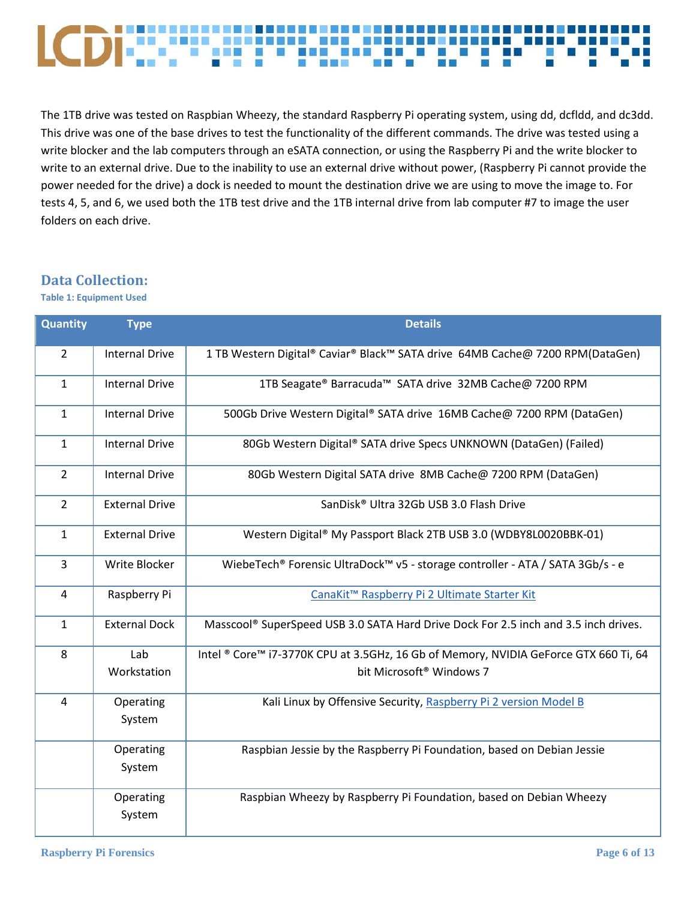The 1TB drive was tested on Raspbian Wheezy, the standard Raspberry Pi operating system, using dd, dcfldd, and dc3dd. This drive was one of the base drives to test the functionality of the different commands. The drive was tested using a write blocker and the lab computers through an eSATA connection, or using the Raspberry Pi and the write blocker to write to an external drive. Due to the inability to use an external drive without power, (Raspberry Pi cannot provide the power needed for the drive) a dock is needed to mount the destination drive we are using to move the image to. For tests 4, 5, and 6, we used both the 1TB test drive and the 1TB internal drive from lab computer #7 to image the user folders on each drive.

## Data Collection:

**Table 1: Equipment Used**

| Quantity | Type | Details |
|---|---|---|
| 2 | Internal Drive | 1 TB Western Digital® Caviar® Black™ SATA drive 64MB Cache@ 7200 RPM(DataGen) |
| 1 | Internal Drive | 1TB Seagate® Barracuda™ SATA drive 32MB Cache@ 7200 RPM |
| 1 | Internal Drive | 500Gb Drive Western Digital® SATA drive 16MB Cache@ 7200 RPM (DataGen) |
| 1 | Internal Drive | 80Gb Western Digital® SATA drive Specs UNKNOWN (DataGen) (Failed) |
| 2 | Internal Drive | 80Gb Western Digital SATA drive 8MB Cache@ 7200 RPM (DataGen) |
| 2 | External Drive | SanDisk® Ultra 32Gb USB 3.0 Flash Drive |
| 1 | External Drive | Western Digital® My Passport Black 2TB USB 3.0 (WDBY8L0020BBK-01) |
| 3 | Write Blocker | WiebeTech® Forensic UltraDock™ v5 - storage controller - ATA / SATA 3Gb/s - e |
| 4 | Raspberry Pi | CanaKit™ Raspberry Pi 2 Ultimate Starter Kit |
| 1 | External Dock | Masscool® SuperSpeed USB 3.0 SATA Hard Drive Dock For 2.5 inch and 3.5 inch drives. |
| 8 | Lab Workstation | Intel ® Core™ i7-3770K CPU at 3.5GHz, 16 Gb of Memory, NVIDIA GeForce GTX 660 Ti, 64 bit Microsoft® Windows 7 |
| 4 | Operating System | Kali Linux by Offensive Security, Raspberry Pi 2 version Model B |
| | Operating System | Raspbian Jessie by the Raspberry Pi Foundation, based on Debian Jessie |
| | Operating System | Raspbian Wheezy by Raspberry Pi Foundation, based on Debian Wheezy |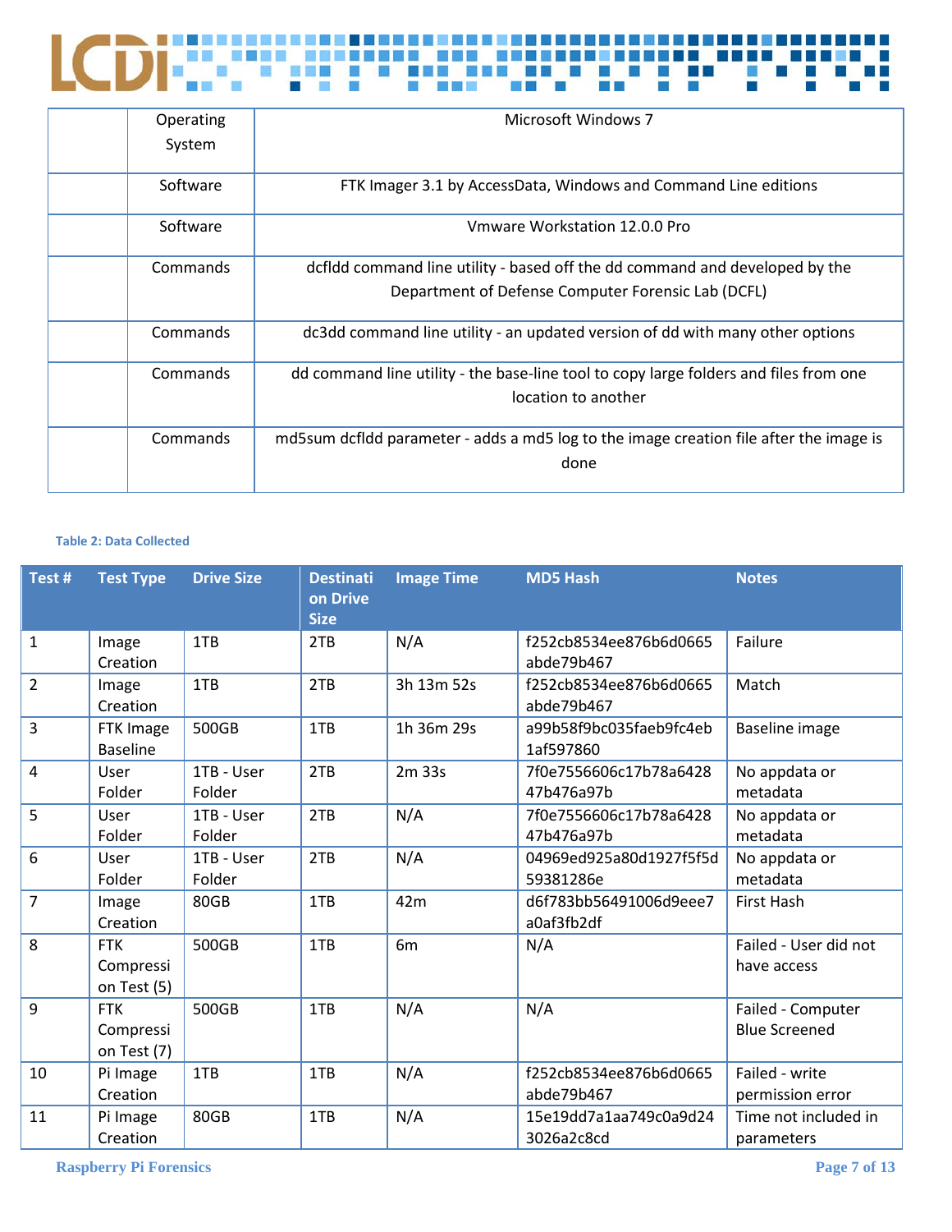| | | |
|---|---|---|
| | Operating System | Microsoft Windows 7 |
| | Software | FTK Imager 3.1 by AccessData, Windows and Command Line editions |
| | Software | Vmware Workstation 12.0.0 Pro |
| | Commands | dcfldd command line utility - based off the dd command and developed by the Department of Defense Computer Forensic Lab (DCFL) |
| | Commands | dc3dd command line utility - an updated version of dd with many other options |
| | Commands | dd command line utility - the base-line tool to copy large folders and files from one location to another |
| | Commands | md5sum dcfldd parameter - adds a md5 log to the image creation file after the image is done |

**Table 2: Data Collected**

| Test # | Test Type | Drive Size | Destination Drive Size | Image Time | MD5 Hash | Notes |
|---|---|---|---|---|---|---|
| 1 | Image Creation | 1TB | 2TB | N/A | f252cb8534ee876b6d0665abde79b467 | Failure |
| 2 | Image Creation | 1TB | 2TB | 3h 13m 52s | f252cb8534ee876b6d0665abde79b467 | Match |
| 3 | FTK Image Baseline | 500GB | 1TB | 1h 36m 29s | a99b58f9bc035faeb9fc4eb1af597860 | Baseline image |
| 4 | User Folder | 1TB - User Folder | 2TB | 2m 33s | 7f0e7556606c17b78a642847b476a97b | No appdata or metadata |
| 5 | User Folder | 1TB - User Folder | 2TB | N/A | 7f0e7556606c17b78a642847b476a97b | No appdata or metadata |
| 6 | User Folder | 1TB - User Folder | 2TB | N/A | 04969ed925a80d1927f5f5d59381286e | No appdata or metadata |
| 7 | Image Creation | 80GB | 1TB | 42m | d6f783bb56491006d9eee7a0af3fb2df | First Hash |
| 8 | FTK Compression Test (5) | 500GB | 1TB | 6m | N/A | Failed - User did not have access |
| 9 | FTK Compression Test (7) | 500GB | 1TB | N/A | N/A | Failed - Computer Blue Screened |
| 10 | Pi Image Creation | 1TB | 1TB | N/A | f252cb8534ee876b6d0665abde79b467 | Failed - write permission error |
| 11 | Pi Image Creation | 80GB | 1TB | N/A | 15e19dd7a1aa749c0a9d243026a2c8cd | Time not included in parameters |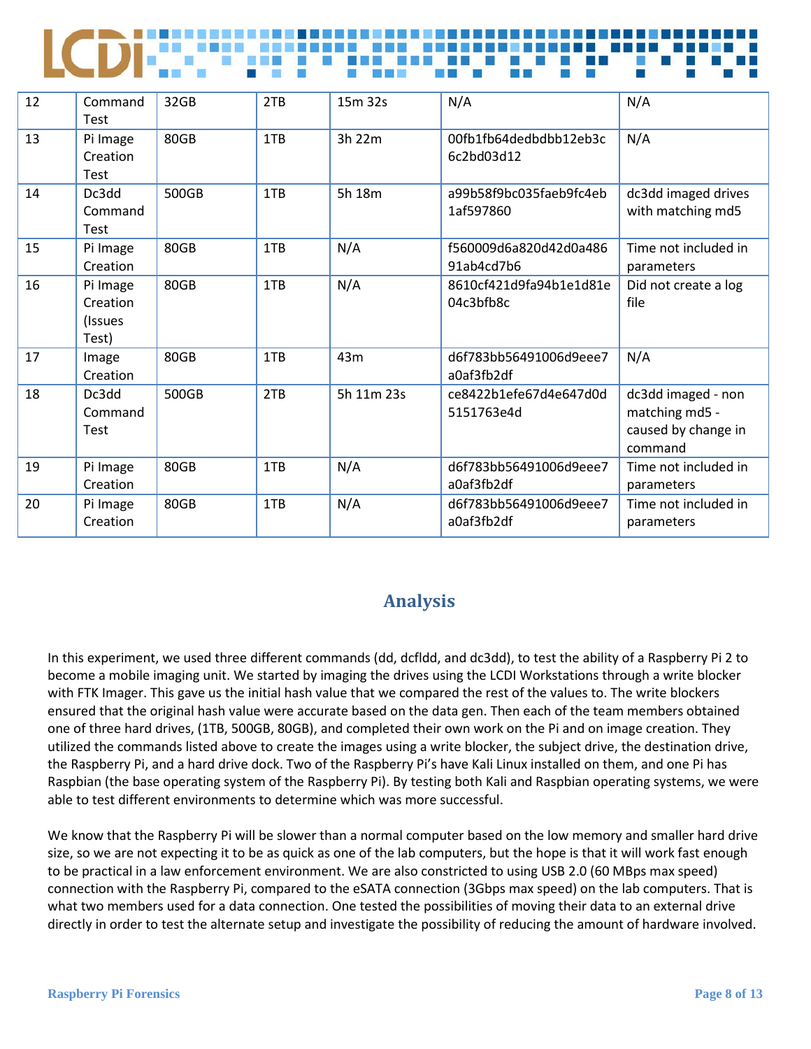| 12 | Command Test | 32GB | 2TB | 15m 32s | N/A | N/A |
|---|---|---|---|---|---|---|
| 13 | Pi Image Creation Test | 80GB | 1TB | 3h 22m | 00fb1fb64dedbdbb12eb3c6c2bd03d12 | N/A |
| 14 | Dc3dd Command Test | 500GB | 1TB | 5h 18m | a99b58f9bc035faeb9fc4eb1af597860 | dc3dd imaged drives with matching md5 |
| 15 | Pi Image Creation | 80GB | 1TB | N/A | f560009d6a820d42d0a48691ab4cd7b6 | Time not included in parameters |
| 16 | Pi Image Creation (Issues Test) | 80GB | 1TB | N/A | 8610cf421d9fa94b1e1d81e04c3bfb8c | Did not create a log file |
| 17 | Image Creation | 80GB | 1TB | 43m | d6f783bb56491006d9eee7a0af3fb2df | N/A |
| 18 | Dc3dd Command Test | 500GB | 2TB | 5h 11m 23s | ce8422b1efe67d4e647d0d5151763e4d | dc3dd imaged - non matching md5 - caused by change in command |
| 19 | Pi Image Creation | 80GB | 1TB | N/A | d6f783bb56491006d9eee7a0af3fb2df | Time not included in parameters |
| 20 | Pi Image Creation | 80GB | 1TB | N/A | d6f783bb56491006d9eee7a0af3fb2df | Time not included in parameters |

## Analysis

In this experiment, we used three different commands (dd, dcfldd, and dc3dd), to test the ability of a Raspberry Pi 2 to become a mobile imaging unit. We started by imaging the drives using the LCDI Workstations through a write blocker with FTK Imager. This gave us the initial hash value that we compared the rest of the values to. The write blockers ensured that the original hash value were accurate based on the data gen. Then each of the team members obtained one of three hard drives, (1TB, 500GB, 80GB), and completed their own work on the Pi and on image creation. They utilized the commands listed above to create the images using a write blocker, the subject drive, the destination drive, the Raspberry Pi, and a hard drive dock. Two of the Raspberry Pi's have Kali Linux installed on them, and one Pi has Raspbian (the base operating system of the Raspberry Pi). By testing both Kali and Raspbian operating systems, we were able to test different environments to determine which was more successful.

We know that the Raspberry Pi will be slower than a normal computer based on the low memory and smaller hard drive size, so we are not expecting it to be as quick as one of the lab computers, but the hope is that it will work fast enough to be practical in a law enforcement environment. We are also constricted to using USB 2.0 (60 MBps max speed) connection with the Raspberry Pi, compared to the eSATA connection (3Gbps max speed) on the lab computers. That is what two members used for a data connection. One tested the possibilities of moving their data to an external drive directly in order to test the alternate setup and investigate the possibility of reducing the amount of hardware involved.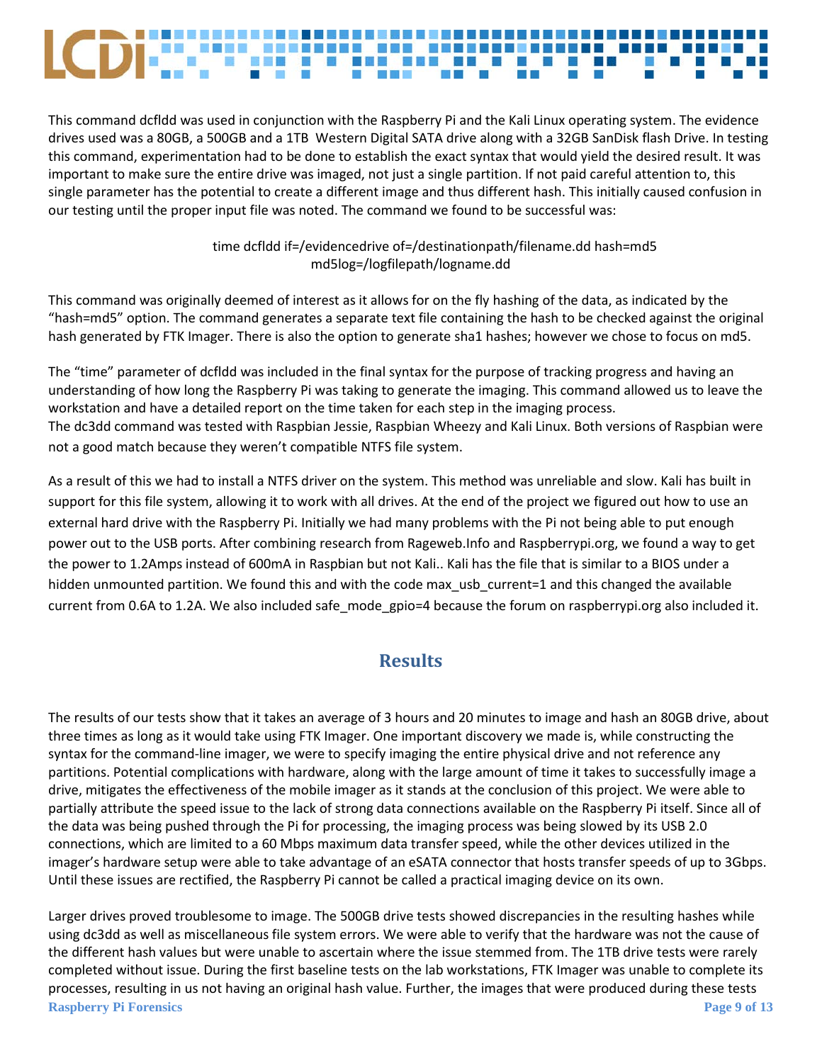This command dcfldd was used in conjunction with the Raspberry Pi and the Kali Linux operating system. The evidence drives used was a 80GB, a 500GB and a 1TB  Western Digital SATA drive along with a 32GB SanDisk flash Drive. In testing this command, experimentation had to be done to establish the exact syntax that would yield the desired result. It was important to make sure the entire drive was imaged, not just a single partition. If not paid careful attention to, this single parameter has the potential to create a different image and thus different hash. This initially caused confusion in our testing until the proper input file was noted. The command we found to be successful was:

```
time dcfldd if=/evidencedrive of=/destinationpath/filename.dd hash=md5 md5log=/logfilepath/logname.dd
```

This command was originally deemed of interest as it allows for on the fly hashing of the data, as indicated by the "hash=md5" option. The command generates a separate text file containing the hash to be checked against the original hash generated by FTK Imager. There is also the option to generate sha1 hashes; however we chose to focus on md5.

The "time" parameter of dcfldd was included in the final syntax for the purpose of tracking progress and having an understanding of how long the Raspberry Pi was taking to generate the imaging. This command allowed us to leave the workstation and have a detailed report on the time taken for each step in the imaging process.
The dc3dd command was tested with Raspbian Jessie, Raspbian Wheezy and Kali Linux. Both versions of Raspbian were not a good match because they weren't compatible NTFS file system.

As a result of this we had to install a NTFS driver on the system. This method was unreliable and slow. Kali has built in support for this file system, allowing it to work with all drives. At the end of the project we figured out how to use an external hard drive with the Raspberry Pi. Initially we had many problems with the Pi not being able to put enough power out to the USB ports. After combining research from Rageweb.Info and Raspberrypi.org, we found a way to get the power to 1.2Amps instead of 600mA in Raspbian but not Kali.. Kali has the file that is similar to a BIOS under a hidden unmounted partition. We found this and with the code max_usb_current=1 and this changed the available current from 0.6A to 1.2A. We also included safe_mode_gpio=4 because the forum on raspberrypi.org also included it.

## Results

The results of our tests show that it takes an average of 3 hours and 20 minutes to image and hash an 80GB drive, about three times as long as it would take using FTK Imager. One important discovery we made is, while constructing the syntax for the command-line imager, we were to specify imaging the entire physical drive and not reference any partitions. Potential complications with hardware, along with the large amount of time it takes to successfully image a drive, mitigates the effectiveness of the mobile imager as it stands at the conclusion of this project. We were able to partially attribute the speed issue to the lack of strong data connections available on the Raspberry Pi itself. Since all of the data was being pushed through the Pi for processing, the imaging process was being slowed by its USB 2.0 connections, which are limited to a 60 Mbps maximum data transfer speed, while the other devices utilized in the imager's hardware setup were able to take advantage of an eSATA connector that hosts transfer speeds of up to 3Gbps. Until these issues are rectified, the Raspberry Pi cannot be called a practical imaging device on its own.

Larger drives proved troublesome to image. The 500GB drive tests showed discrepancies in the resulting hashes while using dc3dd as well as miscellaneous file system errors. We were able to verify that the hardware was not the cause of the different hash values but were unable to ascertain where the issue stemmed from. The 1TB drive tests were rarely completed without issue. During the first baseline tests on the lab workstations, FTK Imager was unable to complete its processes, resulting in us not having an original hash value. Further, the images that were produced during these tests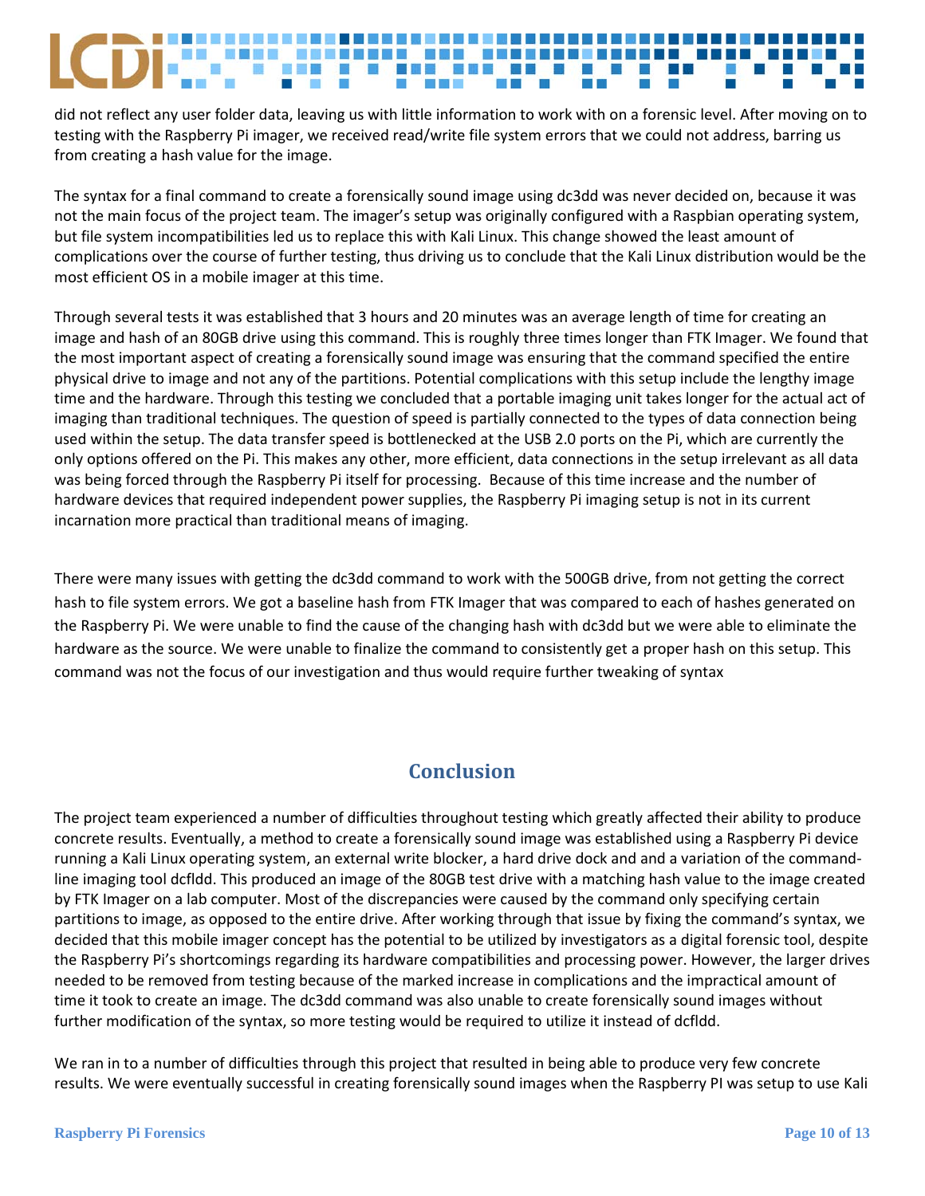did not reflect any user folder data, leaving us with little information to work with on a forensic level. After moving on to testing with the Raspberry Pi imager, we received read/write file system errors that we could not address, barring us from creating a hash value for the image.

The syntax for a final command to create a forensically sound image using dc3dd was never decided on, because it was not the main focus of the project team. The imager's setup was originally configured with a Raspbian operating system, but file system incompatibilities led us to replace this with Kali Linux. This change showed the least amount of complications over the course of further testing, thus driving us to conclude that the Kali Linux distribution would be the most efficient OS in a mobile imager at this time.

Through several tests it was established that 3 hours and 20 minutes was an average length of time for creating an image and hash of an 80GB drive using this command. This is roughly three times longer than FTK Imager. We found that the most important aspect of creating a forensically sound image was ensuring that the command specified the entire physical drive to image and not any of the partitions. Potential complications with this setup include the lengthy image time and the hardware. Through this testing we concluded that a portable imaging unit takes longer for the actual act of imaging than traditional techniques. The question of speed is partially connected to the types of data connection being used within the setup. The data transfer speed is bottlenecked at the USB 2.0 ports on the Pi, which are currently the only options offered on the Pi. This makes any other, more efficient, data connections in the setup irrelevant as all data was being forced through the Raspberry Pi itself for processing. Because of this time increase and the number of hardware devices that required independent power supplies, the Raspberry Pi imaging setup is not in its current incarnation more practical than traditional means of imaging.

There were many issues with getting the dc3dd command to work with the 500GB drive, from not getting the correct hash to file system errors. We got a baseline hash from FTK Imager that was compared to each of hashes generated on the Raspberry Pi. We were unable to find the cause of the changing hash with dc3dd but we were able to eliminate the hardware as the source. We were unable to finalize the command to consistently get a proper hash on this setup. This command was not the focus of our investigation and thus would require further tweaking of syntax

## Conclusion

The project team experienced a number of difficulties throughout testing which greatly affected their ability to produce concrete results. Eventually, a method to create a forensically sound image was established using a Raspberry Pi device running a Kali Linux operating system, an external write blocker, a hard drive dock and and a variation of the command-line imaging tool dcfldd. This produced an image of the 80GB test drive with a matching hash value to the image created by FTK Imager on a lab computer. Most of the discrepancies were caused by the command only specifying certain partitions to image, as opposed to the entire drive. After working through that issue by fixing the command's syntax, we decided that this mobile imager concept has the potential to be utilized by investigators as a digital forensic tool, despite the Raspberry Pi's shortcomings regarding its hardware compatibilities and processing power. However, the larger drives needed to be removed from testing because of the marked increase in complications and the impractical amount of time it took to create an image. The dc3dd command was also unable to create forensically sound images without further modification of the syntax, so more testing would be required to utilize it instead of dcfldd.

We ran in to a number of difficulties through this project that resulted in being able to produce very few concrete results. We were eventually successful in creating forensically sound images when the Raspberry PI was setup to use Kali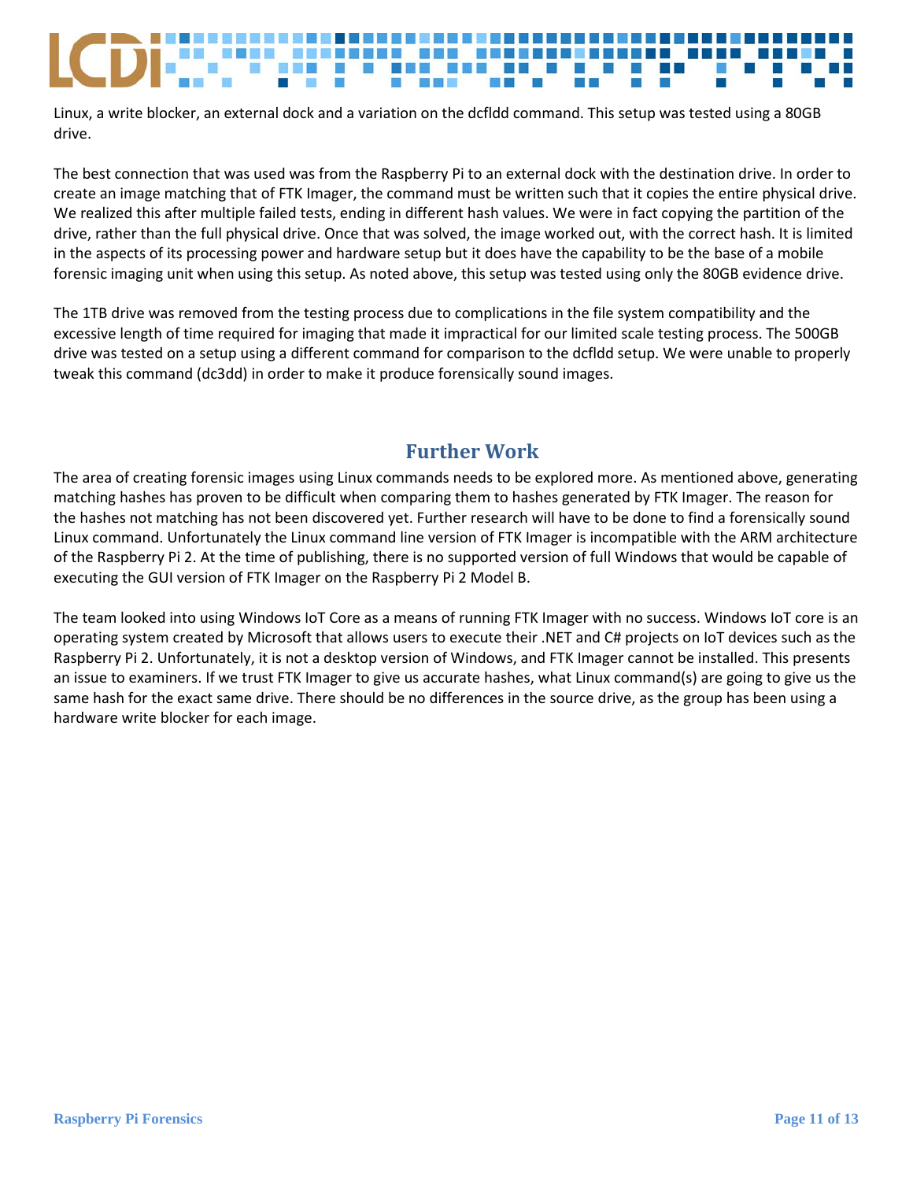Linux, a write blocker, an external dock and a variation on the dcfldd command. This setup was tested using a 80GB drive.

The best connection that was used was from the Raspberry Pi to an external dock with the destination drive. In order to create an image matching that of FTK Imager, the command must be written such that it copies the entire physical drive. We realized this after multiple failed tests, ending in different hash values. We were in fact copying the partition of the drive, rather than the full physical drive. Once that was solved, the image worked out, with the correct hash. It is limited in the aspects of its processing power and hardware setup but it does have the capability to be the base of a mobile forensic imaging unit when using this setup. As noted above, this setup was tested using only the 80GB evidence drive.

The 1TB drive was removed from the testing process due to complications in the file system compatibility and the excessive length of time required for imaging that made it impractical for our limited scale testing process. The 500GB drive was tested on a setup using a different command for comparison to the dcfldd setup. We were unable to properly tweak this command (dc3dd) in order to make it produce forensically sound images.

## Further Work

The area of creating forensic images using Linux commands needs to be explored more. As mentioned above, generating matching hashes has proven to be difficult when comparing them to hashes generated by FTK Imager. The reason for the hashes not matching has not been discovered yet. Further research will have to be done to find a forensically sound Linux command. Unfortunately the Linux command line version of FTK Imager is incompatible with the ARM architecture of the Raspberry Pi 2. At the time of publishing, there is no supported version of full Windows that would be capable of executing the GUI version of FTK Imager on the Raspberry Pi 2 Model B.

The team looked into using Windows IoT Core as a means of running FTK Imager with no success. Windows IoT core is an operating system created by Microsoft that allows users to execute their .NET and C# projects on IoT devices such as the Raspberry Pi 2. Unfortunately, it is not a desktop version of Windows, and FTK Imager cannot be installed. This presents an issue to examiners. If we trust FTK Imager to give us accurate hashes, what Linux command(s) are going to give us the same hash for the exact same drive. There should be no differences in the source drive, as the group has been using a hardware write blocker for each image.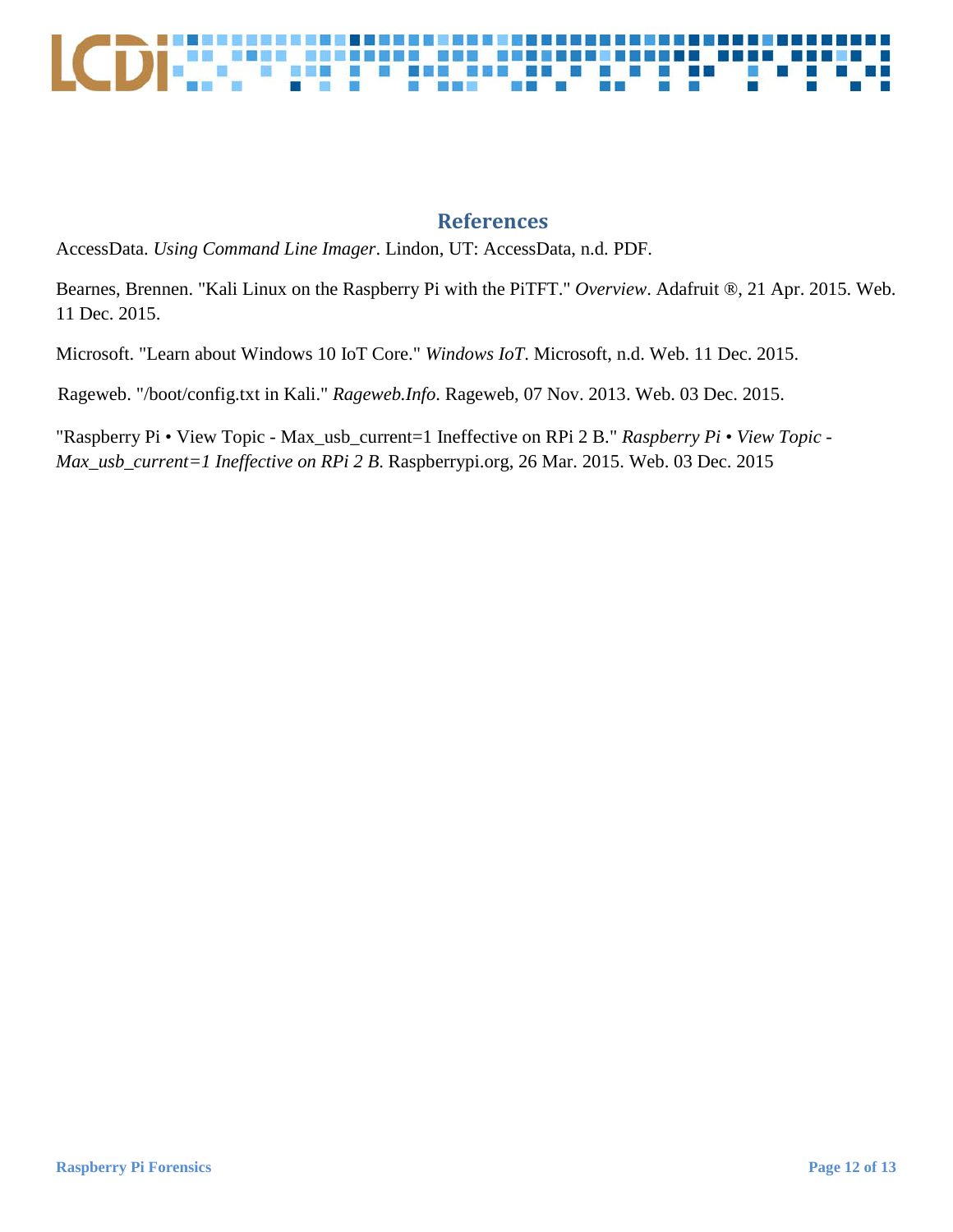## References

AccessData. *Using Command Line Imager*. Lindon, UT: AccessData, n.d. PDF.

Bearnes, Brennen. "Kali Linux on the Raspberry Pi with the PiTFT." *Overview*. Adafruit ®, 21 Apr. 2015. Web. 11 Dec. 2015.

Microsoft. "Learn about Windows 10 IoT Core." *Windows IoT*. Microsoft, n.d. Web. 11 Dec. 2015.

Rageweb. "/boot/config.txt in Kali." *Rageweb.Info*. Rageweb, 07 Nov. 2013. Web. 03 Dec. 2015.

"Raspberry Pi • View Topic - Max_usb_current=1 Ineffective on RPi 2 B." *Raspberry Pi • View Topic - Max_usb_current=1 Ineffective on RPi 2 B*. Raspberrypi.org, 26 Mar. 2015. Web. 03 Dec. 2015